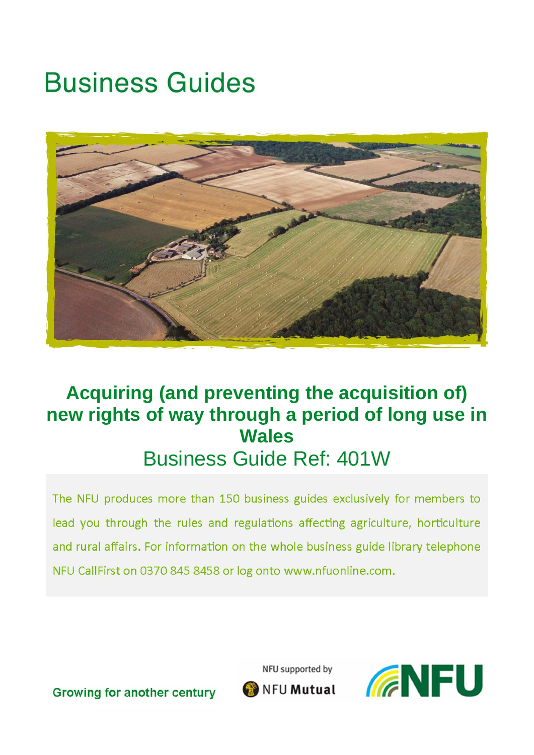# Business Guides

## Acquiring (and preventing the acquisition of) new rights of way through a period of long use in Wales

Business Guide Ref: 401W

The NFU produces more than 150 business guides exclusively for members to lead you through the rules and regulations affecting agriculture, horticulture and rural affairs. For information on the whole business guide library telephone NFU CallFirst on 0370 845 8458 or log onto www.nfuonline.com.

Growing for another century

NFU supported by NFU Mutual

NFU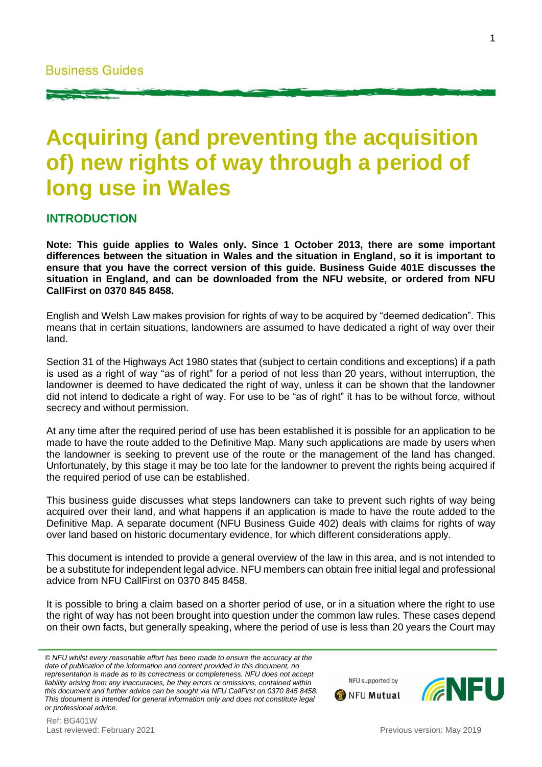# Acquiring (and preventing the acquisition of) new rights of way through a period of long use in Wales

## INTRODUCTION

**Note: This guide applies to Wales only. Since 1 October 2013, there are some important differences between the situation in Wales and the situation in England, so it is important to ensure that you have the correct version of this guide. Business Guide 401E discusses the situation in England, and can be downloaded from the NFU website, or ordered from NFU CallFirst on 0370 845 8458.**

English and Welsh Law makes provision for rights of way to be acquired by "deemed dedication". This means that in certain situations, landowners are assumed to have dedicated a right of way over their land.

Section 31 of the Highways Act 1980 states that (subject to certain conditions and exceptions) if a path is used as a right of way "as of right" for a period of not less than 20 years, without interruption, the landowner is deemed to have dedicated the right of way, unless it can be shown that the landowner did not intend to dedicate a right of way. For use to be "as of right" it has to be without force, without secrecy and without permission.

At any time after the required period of use has been established it is possible for an application to be made to have the route added to the Definitive Map. Many such applications are made by users when the landowner is seeking to prevent use of the route or the management of the land has changed. Unfortunately, by this stage it may be too late for the landowner to prevent the rights being acquired if the required period of use can be established.

This business guide discusses what steps landowners can take to prevent such rights of way being acquired over their land, and what happens if an application is made to have the route added to the Definitive Map. A separate document (NFU Business Guide 402) deals with claims for rights of way over land based on historic documentary evidence, for which different considerations apply.

This document is intended to provide a general overview of the law in this area, and is not intended to be a substitute for independent legal advice. NFU members can obtain free initial legal and professional advice from NFU CallFirst on 0370 845 8458.

It is possible to bring a claim based on a shorter period of use, or in a situation where the right to use the right of way has not been brought into question under the common law rules. These cases depend on their own facts, but generally speaking, where the period of use is less than 20 years the Court may

*© NFU whilst every reasonable effort has been made to ensure the accuracy at the date of publication of the information and content provided in this document, no representation is made as to its correctness or completeness. NFU does not accept liability arising from any inaccuracies, be they errors or omissions, contained within this document and further advice can be sought via NFU CallFirst on 0370 845 8458. This document is intended for general information only and does not constitute legal or professional advice.*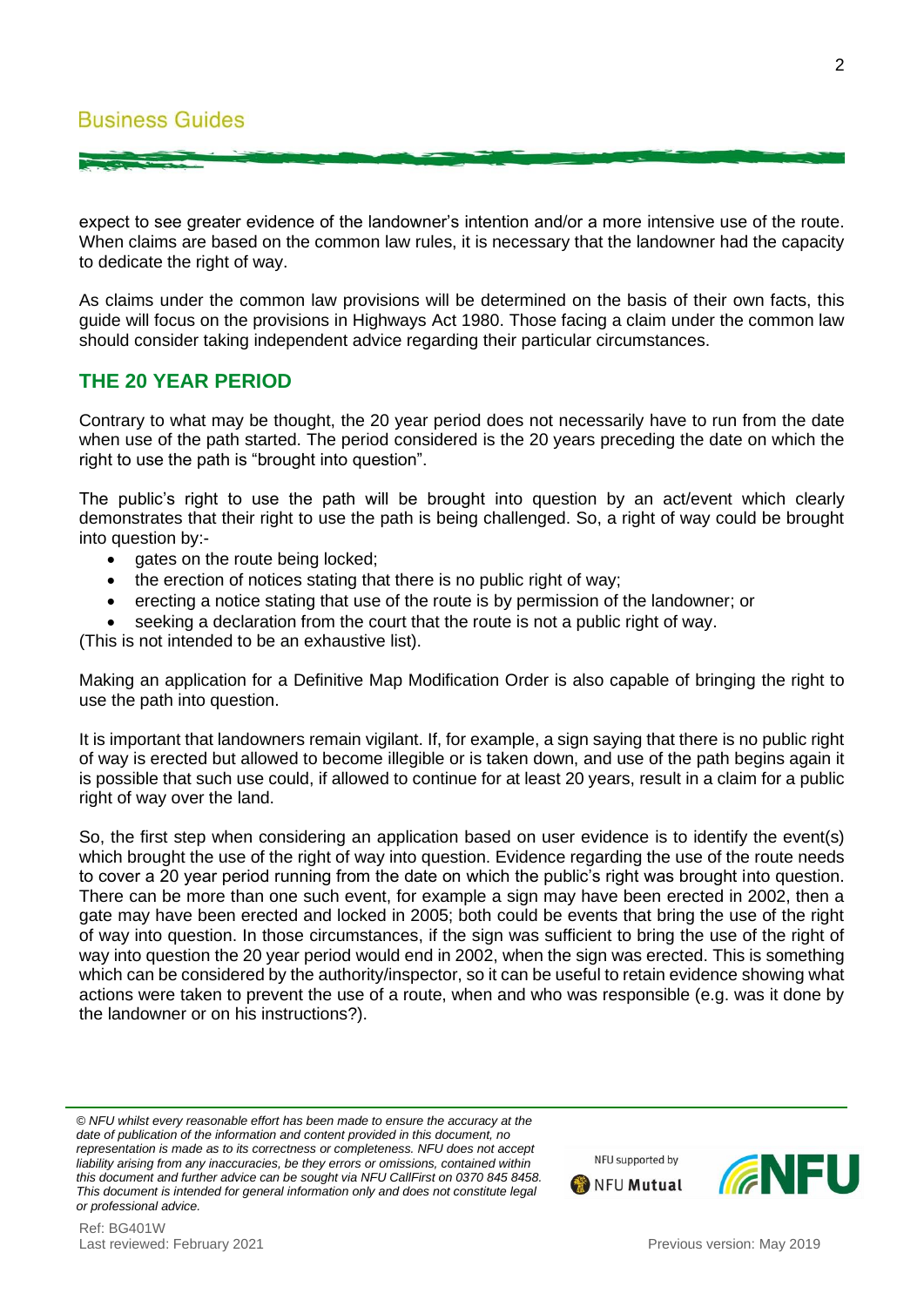expect to see greater evidence of the landowner's intention and/or a more intensive use of the route. When claims are based on the common law rules, it is necessary that the landowner had the capacity to dedicate the right of way.

As claims under the common law provisions will be determined on the basis of their own facts, this guide will focus on the provisions in Highways Act 1980. Those facing a claim under the common law should consider taking independent advice regarding their particular circumstances.

## THE 20 YEAR PERIOD

Contrary to what may be thought, the 20 year period does not necessarily have to run from the date when use of the path started. The period considered is the 20 years preceding the date on which the right to use the path is "brought into question".

The public's right to use the path will be brought into question by an act/event which clearly demonstrates that their right to use the path is being challenged. So, a right of way could be brought into question by:-

- gates on the route being locked;
- the erection of notices stating that there is no public right of way;
- erecting a notice stating that use of the route is by permission of the landowner; or
- seeking a declaration from the court that the route is not a public right of way.

(This is not intended to be an exhaustive list).

Making an application for a Definitive Map Modification Order is also capable of bringing the right to use the path into question.

It is important that landowners remain vigilant. If, for example, a sign saying that there is no public right of way is erected but allowed to become illegible or is taken down, and use of the path begins again it is possible that such use could, if allowed to continue for at least 20 years, result in a claim for a public right of way over the land.

So, the first step when considering an application based on user evidence is to identify the event(s) which brought the use of the right of way into question. Evidence regarding the use of the route needs to cover a 20 year period running from the date on which the public's right was brought into question. There can be more than one such event, for example a sign may have been erected in 2002, then a gate may have been erected and locked in 2005; both could be events that bring the use of the right of way into question. In those circumstances, if the sign was sufficient to bring the use of the right of way into question the 20 year period would end in 2002, when the sign was erected. This is something which can be considered by the authority/inspector, so it can be useful to retain evidence showing what actions were taken to prevent the use of a route, when and who was responsible (e.g. was it done by the landowner or on his instructions?).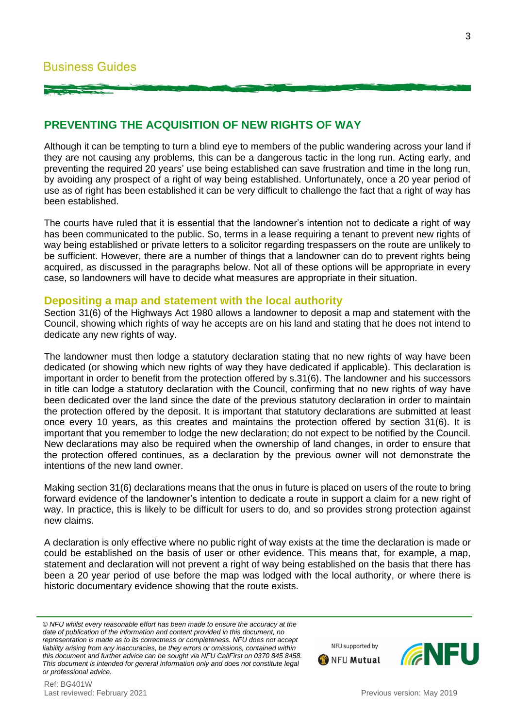## PREVENTING THE ACQUISITION OF NEW RIGHTS OF WAY

Although it can be tempting to turn a blind eye to members of the public wandering across your land if they are not causing any problems, this can be a dangerous tactic in the long run. Acting early, and preventing the required 20 years' use being established can save frustration and time in the long run, by avoiding any prospect of a right of way being established. Unfortunately, once a 20 year period of use as of right has been established it can be very difficult to challenge the fact that a right of way has been established.

The courts have ruled that it is essential that the landowner's intention not to dedicate a right of way has been communicated to the public. So, terms in a lease requiring a tenant to prevent new rights of way being established or private letters to a solicitor regarding trespassers on the route are unlikely to be sufficient. However, there are a number of things that a landowner can do to prevent rights being acquired, as discussed in the paragraphs below. Not all of these options will be appropriate in every case, so landowners will have to decide what measures are appropriate in their situation.

### Depositing a map and statement with the local authority

Section 31(6) of the Highways Act 1980 allows a landowner to deposit a map and statement with the Council, showing which rights of way he accepts are on his land and stating that he does not intend to dedicate any new rights of way.

The landowner must then lodge a statutory declaration stating that no new rights of way have been dedicated (or showing which new rights of way they have dedicated if applicable). This declaration is important in order to benefit from the protection offered by s.31(6). The landowner and his successors in title can lodge a statutory declaration with the Council, confirming that no new rights of way have been dedicated over the land since the date of the previous statutory declaration in order to maintain the protection offered by the deposit. It is important that statutory declarations are submitted at least once every 10 years, as this creates and maintains the protection offered by section 31(6). It is important that you remember to lodge the new declaration; do not expect to be notified by the Council. New declarations may also be required when the ownership of land changes, in order to ensure that the protection offered continues, as a declaration by the previous owner will not demonstrate the intentions of the new land owner.

Making section 31(6) declarations means that the onus in future is placed on users of the route to bring forward evidence of the landowner's intention to dedicate a route in support a claim for a new right of way. In practice, this is likely to be difficult for users to do, and so provides strong protection against new claims.

A declaration is only effective where no public right of way exists at the time the declaration is made or could be established on the basis of user or other evidence. This means that, for example, a map, statement and declaration will not prevent a right of way being established on the basis that there has been a 20 year period of use before the map was lodged with the local authority, or where there is historic documentary evidence showing that the route exists.

*© NFU whilst every reasonable effort has been made to ensure the accuracy at the date of publication of the information and content provided in this document, no representation is made as to its correctness or completeness. NFU does not accept liability arising from any inaccuracies, be they errors or omissions, contained within this document and further advice can be sought via NFU CallFirst on 0370 845 8458. This document is intended for general information only and does not constitute legal or professional advice.*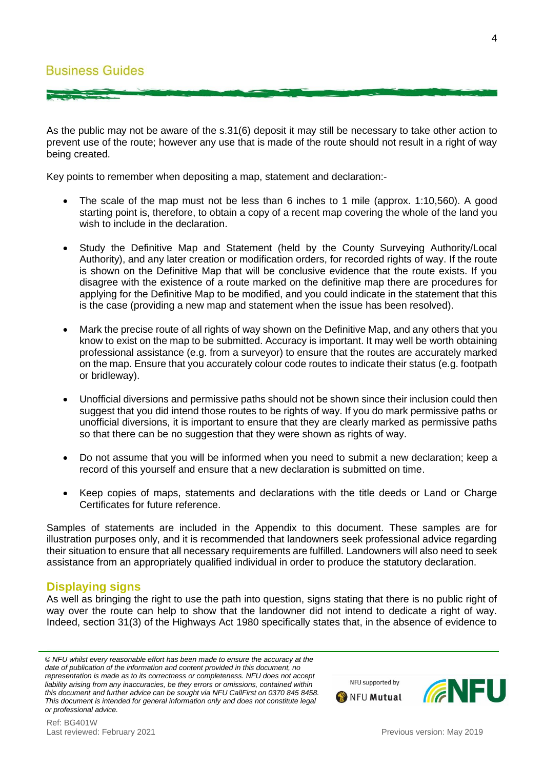As the public may not be aware of the s.31(6) deposit it may still be necessary to take other action to prevent use of the route; however any use that is made of the route should not result in a right of way being created.

Key points to remember when depositing a map, statement and declaration:-

- The scale of the map must not be less than 6 inches to 1 mile (approx. 1:10,560). A good starting point is, therefore, to obtain a copy of a recent map covering the whole of the land you wish to include in the declaration.
- Study the Definitive Map and Statement (held by the County Surveying Authority/Local Authority), and any later creation or modification orders, for recorded rights of way. If the route is shown on the Definitive Map that will be conclusive evidence that the route exists. If you disagree with the existence of a route marked on the definitive map there are procedures for applying for the Definitive Map to be modified, and you could indicate in the statement that this is the case (providing a new map and statement when the issue has been resolved).
- Mark the precise route of all rights of way shown on the Definitive Map, and any others that you know to exist on the map to be submitted. Accuracy is important. It may well be worth obtaining professional assistance (e.g. from a surveyor) to ensure that the routes are accurately marked on the map. Ensure that you accurately colour code routes to indicate their status (e.g. footpath or bridleway).
- Unofficial diversions and permissive paths should not be shown since their inclusion could then suggest that you did intend those routes to be rights of way. If you do mark permissive paths or unofficial diversions, it is important to ensure that they are clearly marked as permissive paths so that there can be no suggestion that they were shown as rights of way.
- Do not assume that you will be informed when you need to submit a new declaration; keep a record of this yourself and ensure that a new declaration is submitted on time.
- Keep copies of maps, statements and declarations with the title deeds or Land or Charge Certificates for future reference.

Samples of statements are included in the Appendix to this document. These samples are for illustration purposes only, and it is recommended that landowners seek professional advice regarding their situation to ensure that all necessary requirements are fulfilled. Landowners will also need to seek assistance from an appropriately qualified individual in order to produce the statutory declaration.

## Displaying signs

As well as bringing the right to use the path into question, signs stating that there is no public right of way over the route can help to show that the landowner did not intend to dedicate a right of way. Indeed, section 31(3) of the Highways Act 1980 specifically states that, in the absence of evidence to

*© NFU whilst every reasonable effort has been made to ensure the accuracy at the date of publication of the information and content provided in this document, no representation is made as to its correctness or completeness. NFU does not accept liability arising from any inaccuracies, be they errors or omissions, contained within this document and further advice can be sought via NFU CallFirst on 0370 845 8458. This document is intended for general information only and does not constitute legal or professional advice.*

Ref: BG401W
Last reviewed: February 2021
Previous version: May 2019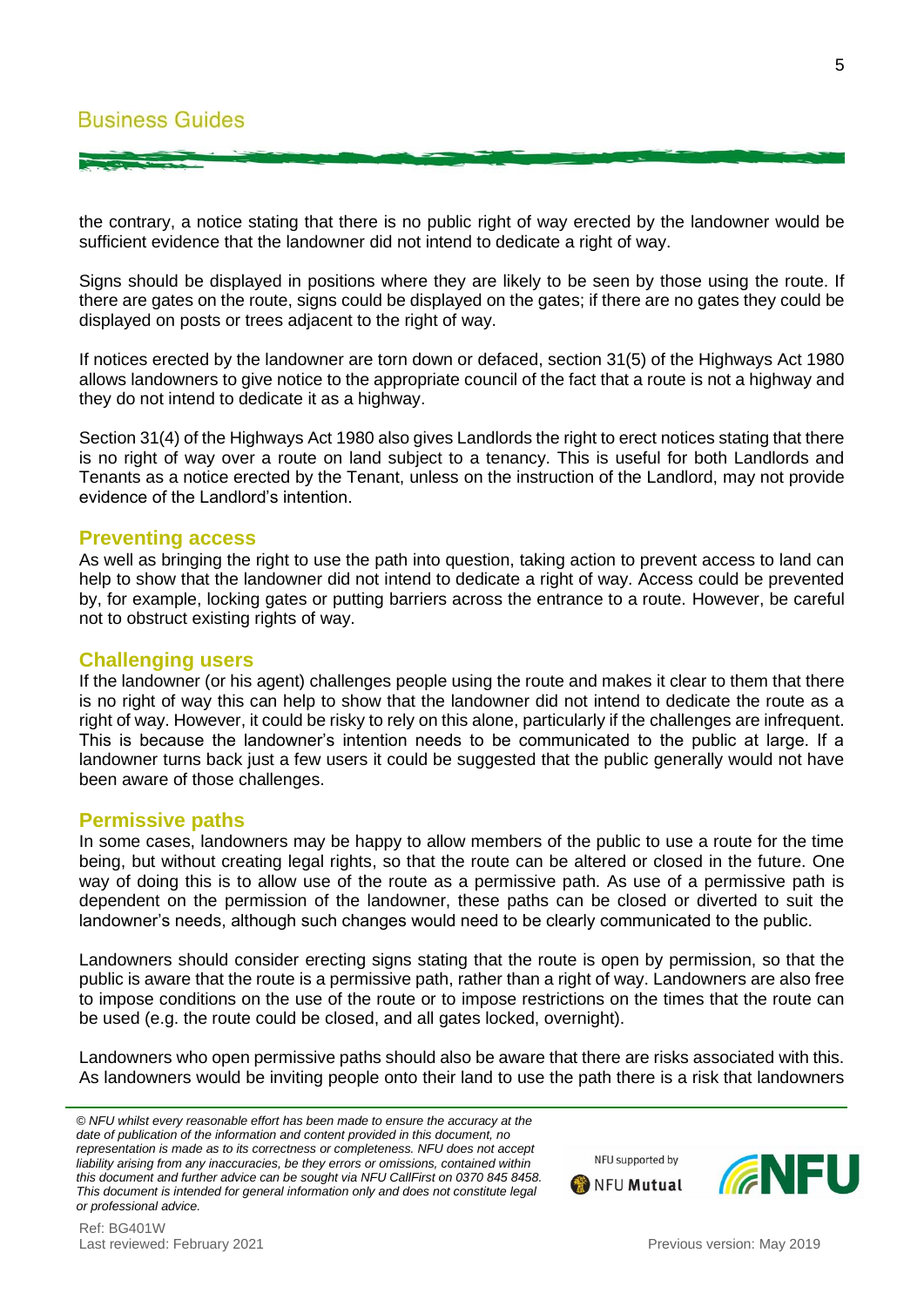the contrary, a notice stating that there is no public right of way erected by the landowner would be sufficient evidence that the landowner did not intend to dedicate a right of way.

Signs should be displayed in positions where they are likely to be seen by those using the route. If there are gates on the route, signs could be displayed on the gates; if there are no gates they could be displayed on posts or trees adjacent to the right of way.

If notices erected by the landowner are torn down or defaced, section 31(5) of the Highways Act 1980 allows landowners to give notice to the appropriate council of the fact that a route is not a highway and they do not intend to dedicate it as a highway.

Section 31(4) of the Highways Act 1980 also gives Landlords the right to erect notices stating that there is no right of way over a route on land subject to a tenancy. This is useful for both Landlords and Tenants as a notice erected by the Tenant, unless on the instruction of the Landlord, may not provide evidence of the Landlord's intention.

## Preventing access

As well as bringing the right to use the path into question, taking action to prevent access to land can help to show that the landowner did not intend to dedicate a right of way. Access could be prevented by, for example, locking gates or putting barriers across the entrance to a route. However, be careful not to obstruct existing rights of way.

## Challenging users

If the landowner (or his agent) challenges people using the route and makes it clear to them that there is no right of way this can help to show that the landowner did not intend to dedicate the route as a right of way. However, it could be risky to rely on this alone, particularly if the challenges are infrequent. This is because the landowner's intention needs to be communicated to the public at large. If a landowner turns back just a few users it could be suggested that the public generally would not have been aware of those challenges.

## Permissive paths

In some cases, landowners may be happy to allow members of the public to use a route for the time being, but without creating legal rights, so that the route can be altered or closed in the future. One way of doing this is to allow use of the route as a permissive path. As use of a permissive path is dependent on the permission of the landowner, these paths can be closed or diverted to suit the landowner's needs, although such changes would need to be clearly communicated to the public.

Landowners should consider erecting signs stating that the route is open by permission, so that the public is aware that the route is a permissive path, rather than a right of way. Landowners are also free to impose conditions on the use of the route or to impose restrictions on the times that the route can be used (e.g. the route could be closed, and all gates locked, overnight).

Landowners who open permissive paths should also be aware that there are risks associated with this. As landowners would be inviting people onto their land to use the path there is a risk that landowners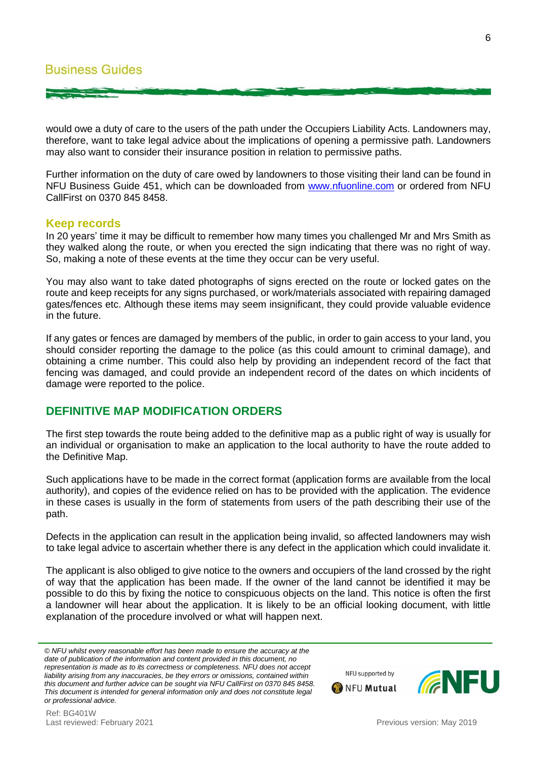would owe a duty of care to the users of the path under the Occupiers Liability Acts. Landowners may, therefore, want to take legal advice about the implications of opening a permissive path. Landowners may also want to consider their insurance position in relation to permissive paths.

Further information on the duty of care owed by landowners to those visiting their land can be found in NFU Business Guide 451, which can be downloaded from [www.nfuonline.com](http://www.nfuonline.com) or ordered from NFU CallFirst on 0370 845 8458.

### Keep records

In 20 years' time it may be difficult to remember how many times you challenged Mr and Mrs Smith as they walked along the route, or when you erected the sign indicating that there was no right of way. So, making a note of these events at the time they occur can be very useful.

You may also want to take dated photographs of signs erected on the route or locked gates on the route and keep receipts for any signs purchased, or work/materials associated with repairing damaged gates/fences etc. Although these items may seem insignificant, they could provide valuable evidence in the future.

If any gates or fences are damaged by members of the public, in order to gain access to your land, you should consider reporting the damage to the police (as this could amount to criminal damage), and obtaining a crime number. This could also help by providing an independent record of the fact that fencing was damaged, and could provide an independent record of the dates on which incidents of damage were reported to the police.

## DEFINITIVE MAP MODIFICATION ORDERS

The first step towards the route being added to the definitive map as a public right of way is usually for an individual or organisation to make an application to the local authority to have the route added to the Definitive Map.

Such applications have to be made in the correct format (application forms are available from the local authority), and copies of the evidence relied on has to be provided with the application. The evidence in these cases is usually in the form of statements from users of the path describing their use of the path.

Defects in the application can result in the application being invalid, so affected landowners may wish to take legal advice to ascertain whether there is any defect in the application which could invalidate it.

The applicant is also obliged to give notice to the owners and occupiers of the land crossed by the right of way that the application has been made. If the owner of the land cannot be identified it may be possible to do this by fixing the notice to conspicuous objects on the land. This notice is often the first a landowner will hear about the application. It is likely to be an official looking document, with little explanation of the procedure involved or what will happen next.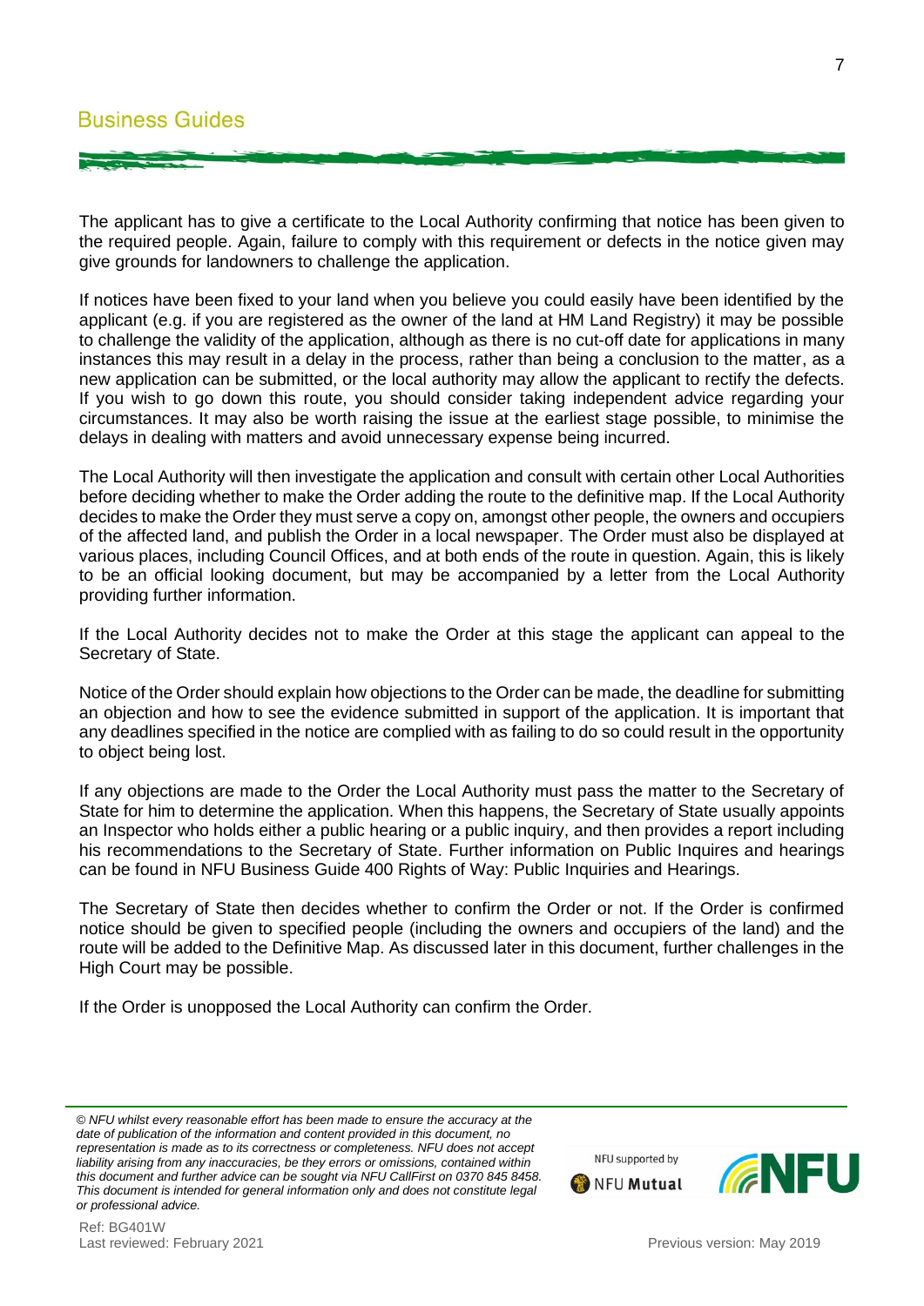The applicant has to give a certificate to the Local Authority confirming that notice has been given to the required people. Again, failure to comply with this requirement or defects in the notice given may give grounds for landowners to challenge the application.

If notices have been fixed to your land when you believe you could easily have been identified by the applicant (e.g. if you are registered as the owner of the land at HM Land Registry) it may be possible to challenge the validity of the application, although as there is no cut-off date for applications in many instances this may result in a delay in the process, rather than being a conclusion to the matter, as a new application can be submitted, or the local authority may allow the applicant to rectify the defects. If you wish to go down this route, you should consider taking independent advice regarding your circumstances. It may also be worth raising the issue at the earliest stage possible, to minimise the delays in dealing with matters and avoid unnecessary expense being incurred.

The Local Authority will then investigate the application and consult with certain other Local Authorities before deciding whether to make the Order adding the route to the definitive map. If the Local Authority decides to make the Order they must serve a copy on, amongst other people, the owners and occupiers of the affected land, and publish the Order in a local newspaper. The Order must also be displayed at various places, including Council Offices, and at both ends of the route in question. Again, this is likely to be an official looking document, but may be accompanied by a letter from the Local Authority providing further information.

If the Local Authority decides not to make the Order at this stage the applicant can appeal to the Secretary of State.

Notice of the Order should explain how objections to the Order can be made, the deadline for submitting an objection and how to see the evidence submitted in support of the application. It is important that any deadlines specified in the notice are complied with as failing to do so could result in the opportunity to object being lost.

If any objections are made to the Order the Local Authority must pass the matter to the Secretary of State for him to determine the application. When this happens, the Secretary of State usually appoints an Inspector who holds either a public hearing or a public inquiry, and then provides a report including his recommendations to the Secretary of State. Further information on Public Inquires and hearings can be found in NFU Business Guide 400 Rights of Way: Public Inquiries and Hearings.

The Secretary of State then decides whether to confirm the Order or not. If the Order is confirmed notice should be given to specified people (including the owners and occupiers of the land) and the route will be added to the Definitive Map. As discussed later in this document, further challenges in the High Court may be possible.

If the Order is unopposed the Local Authority can confirm the Order.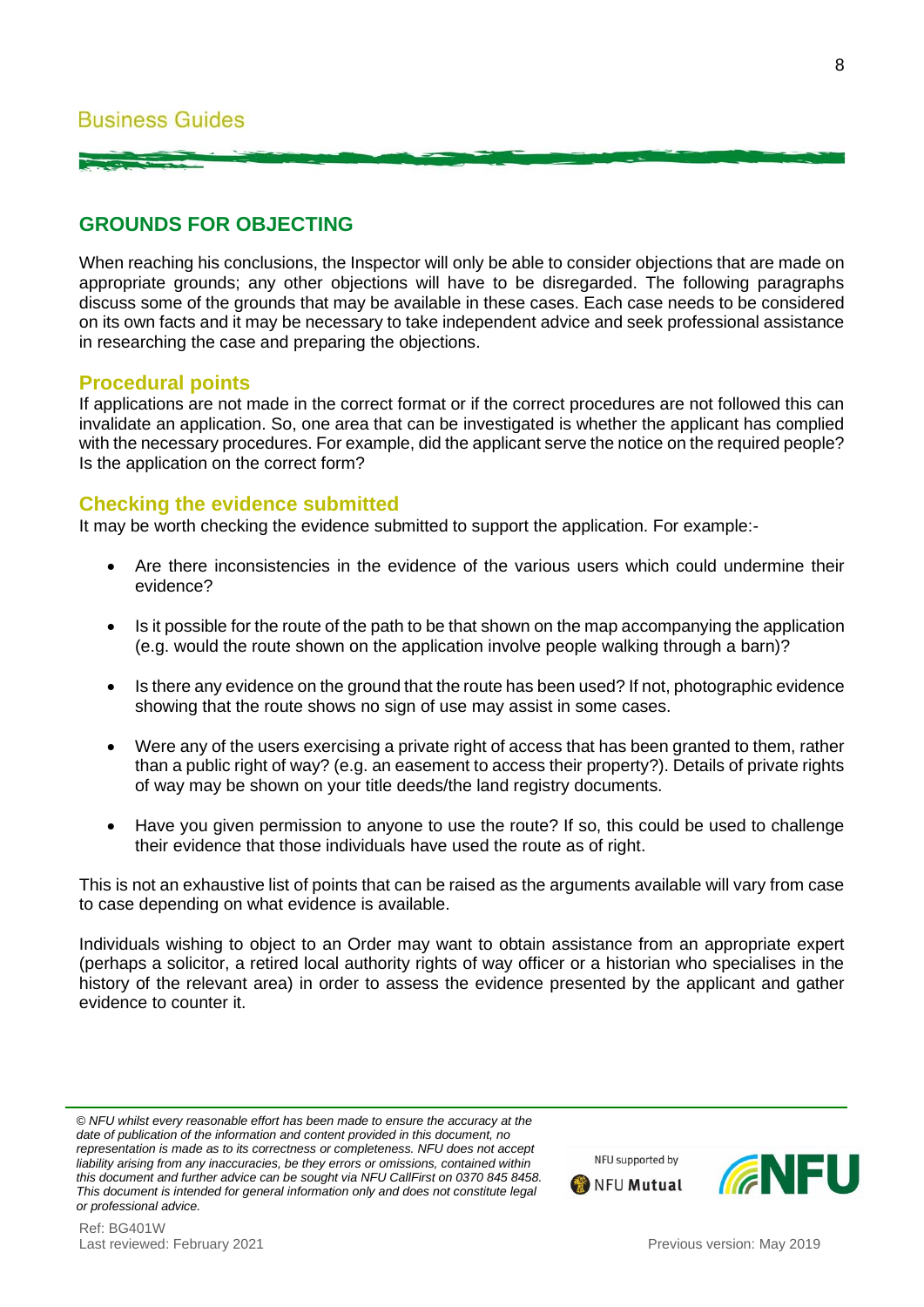## GROUNDS FOR OBJECTING

When reaching his conclusions, the Inspector will only be able to consider objections that are made on appropriate grounds; any other objections will have to be disregarded. The following paragraphs discuss some of the grounds that may be available in these cases. Each case needs to be considered on its own facts and it may be necessary to take independent advice and seek professional assistance in researching the case and preparing the objections.

### Procedural points

If applications are not made in the correct format or if the correct procedures are not followed this can invalidate an application. So, one area that can be investigated is whether the applicant has complied with the necessary procedures. For example, did the applicant serve the notice on the required people? Is the application on the correct form?

### Checking the evidence submitted

It may be worth checking the evidence submitted to support the application. For example:-

- Are there inconsistencies in the evidence of the various users which could undermine their evidence?
- Is it possible for the route of the path to be that shown on the map accompanying the application (e.g. would the route shown on the application involve people walking through a barn)?
- Is there any evidence on the ground that the route has been used? If not, photographic evidence showing that the route shows no sign of use may assist in some cases.
- Were any of the users exercising a private right of access that has been granted to them, rather than a public right of way? (e.g. an easement to access their property?). Details of private rights of way may be shown on your title deeds/the land registry documents.
- Have you given permission to anyone to use the route? If so, this could be used to challenge their evidence that those individuals have used the route as of right.

This is not an exhaustive list of points that can be raised as the arguments available will vary from case to case depending on what evidence is available.

Individuals wishing to object to an Order may want to obtain assistance from an appropriate expert (perhaps a solicitor, a retired local authority rights of way officer or a historian who specialises in the history of the relevant area) in order to assess the evidence presented by the applicant and gather evidence to counter it.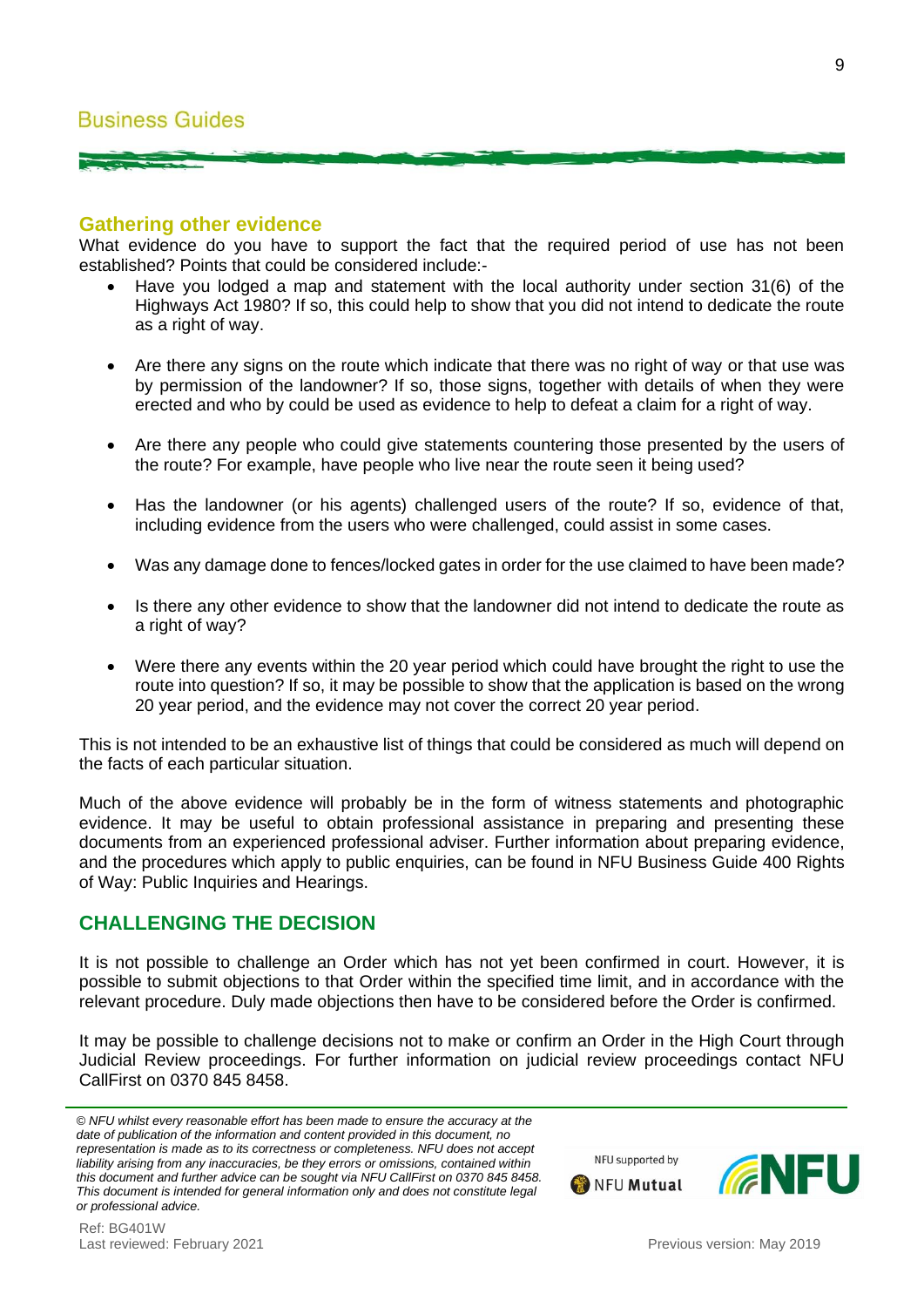## Gathering other evidence

What evidence do you have to support the fact that the required period of use has not been established? Points that could be considered include:-

- Have you lodged a map and statement with the local authority under section 31(6) of the Highways Act 1980? If so, this could help to show that you did not intend to dedicate the route as a right of way.
- Are there any signs on the route which indicate that there was no right of way or that use was by permission of the landowner? If so, those signs, together with details of when they were erected and who by could be used as evidence to help to defeat a claim for a right of way.
- Are there any people who could give statements countering those presented by the users of the route? For example, have people who live near the route seen it being used?
- Has the landowner (or his agents) challenged users of the route? If so, evidence of that, including evidence from the users who were challenged, could assist in some cases.
- Was any damage done to fences/locked gates in order for the use claimed to have been made?
- Is there any other evidence to show that the landowner did not intend to dedicate the route as a right of way?
- Were there any events within the 20 year period which could have brought the right to use the route into question? If so, it may be possible to show that the application is based on the wrong 20 year period, and the evidence may not cover the correct 20 year period.

This is not intended to be an exhaustive list of things that could be considered as much will depend on the facts of each particular situation.

Much of the above evidence will probably be in the form of witness statements and photographic evidence. It may be useful to obtain professional assistance in preparing and presenting these documents from an experienced professional adviser. Further information about preparing evidence, and the procedures which apply to public enquiries, can be found in NFU Business Guide 400 Rights of Way: Public Inquiries and Hearings.

## CHALLENGING THE DECISION

It is not possible to challenge an Order which has not yet been confirmed in court. However, it is possible to submit objections to that Order within the specified time limit, and in accordance with the relevant procedure. Duly made objections then have to be considered before the Order is confirmed.

It may be possible to challenge decisions not to make or confirm an Order in the High Court through Judicial Review proceedings. For further information on judicial review proceedings contact NFU CallFirst on 0370 845 8458.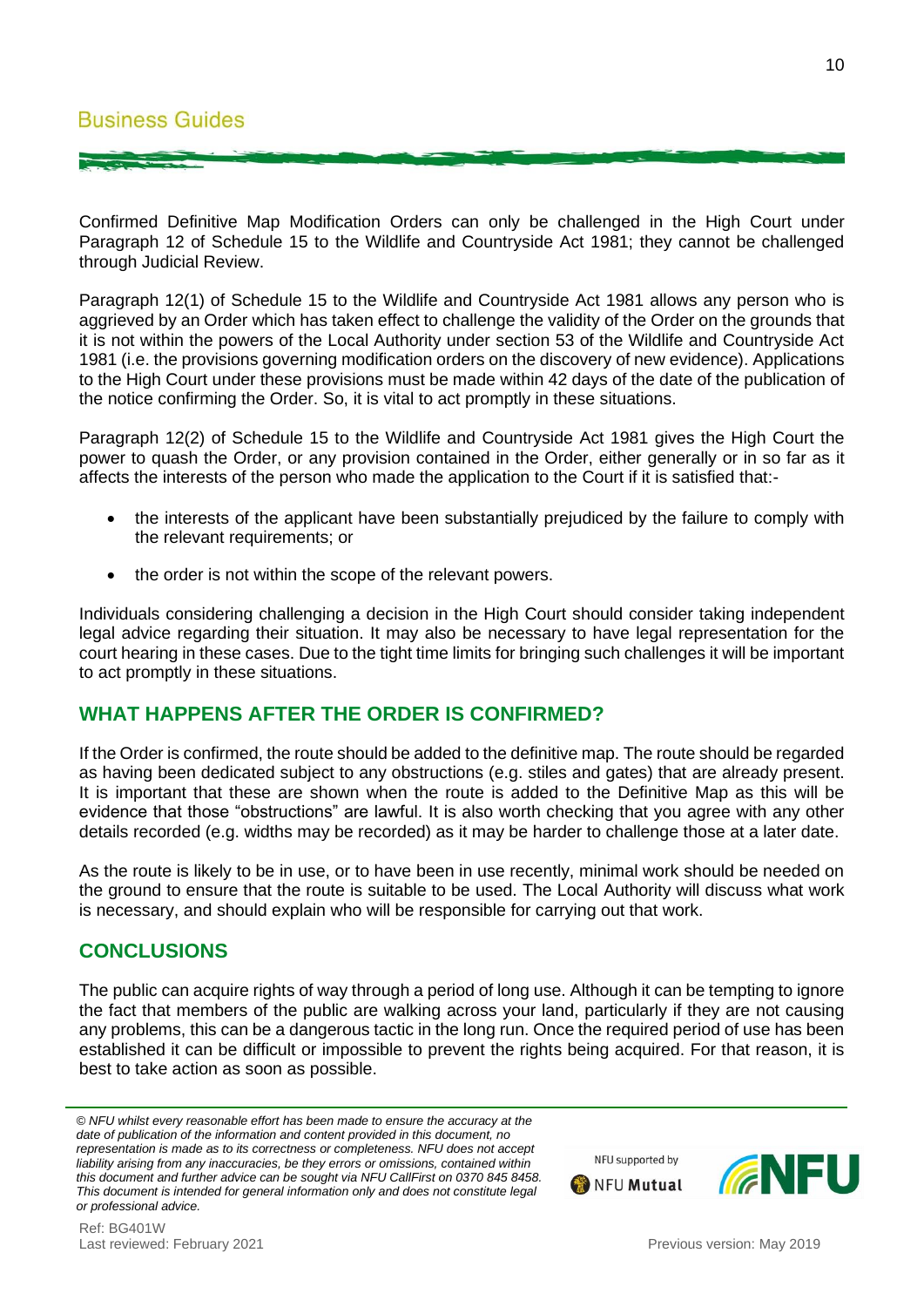Confirmed Definitive Map Modification Orders can only be challenged in the High Court under Paragraph 12 of Schedule 15 to the Wildlife and Countryside Act 1981; they cannot be challenged through Judicial Review.

Paragraph 12(1) of Schedule 15 to the Wildlife and Countryside Act 1981 allows any person who is aggrieved by an Order which has taken effect to challenge the validity of the Order on the grounds that it is not within the powers of the Local Authority under section 53 of the Wildlife and Countryside Act 1981 (i.e. the provisions governing modification orders on the discovery of new evidence). Applications to the High Court under these provisions must be made within 42 days of the date of the publication of the notice confirming the Order. So, it is vital to act promptly in these situations.

Paragraph 12(2) of Schedule 15 to the Wildlife and Countryside Act 1981 gives the High Court the power to quash the Order, or any provision contained in the Order, either generally or in so far as it affects the interests of the person who made the application to the Court if it is satisfied that:-

- the interests of the applicant have been substantially prejudiced by the failure to comply with the relevant requirements; or
- the order is not within the scope of the relevant powers.

Individuals considering challenging a decision in the High Court should consider taking independent legal advice regarding their situation. It may also be necessary to have legal representation for the court hearing in these cases. Due to the tight time limits for bringing such challenges it will be important to act promptly in these situations.

## WHAT HAPPENS AFTER THE ORDER IS CONFIRMED?

If the Order is confirmed, the route should be added to the definitive map. The route should be regarded as having been dedicated subject to any obstructions (e.g. stiles and gates) that are already present. It is important that these are shown when the route is added to the Definitive Map as this will be evidence that those "obstructions" are lawful. It is also worth checking that you agree with any other details recorded (e.g. widths may be recorded) as it may be harder to challenge those at a later date.

As the route is likely to be in use, or to have been in use recently, minimal work should be needed on the ground to ensure that the route is suitable to be used. The Local Authority will discuss what work is necessary, and should explain who will be responsible for carrying out that work.

## CONCLUSIONS

The public can acquire rights of way through a period of long use. Although it can be tempting to ignore the fact that members of the public are walking across your land, particularly if they are not causing any problems, this can be a dangerous tactic in the long run. Once the required period of use has been established it can be difficult or impossible to prevent the rights being acquired. For that reason, it is best to take action as soon as possible.

*© NFU whilst every reasonable effort has been made to ensure the accuracy at the date of publication of the information and content provided in this document, no representation is made as to its correctness or completeness. NFU does not accept liability arising from any inaccuracies, be they errors or omissions, contained within this document and further advice can be sought via NFU CallFirst on 0370 845 8458. This document is intended for general information only and does not constitute legal or professional advice.*

Ref: BG401W
Last reviewed: February 2021

Previous version: May 2019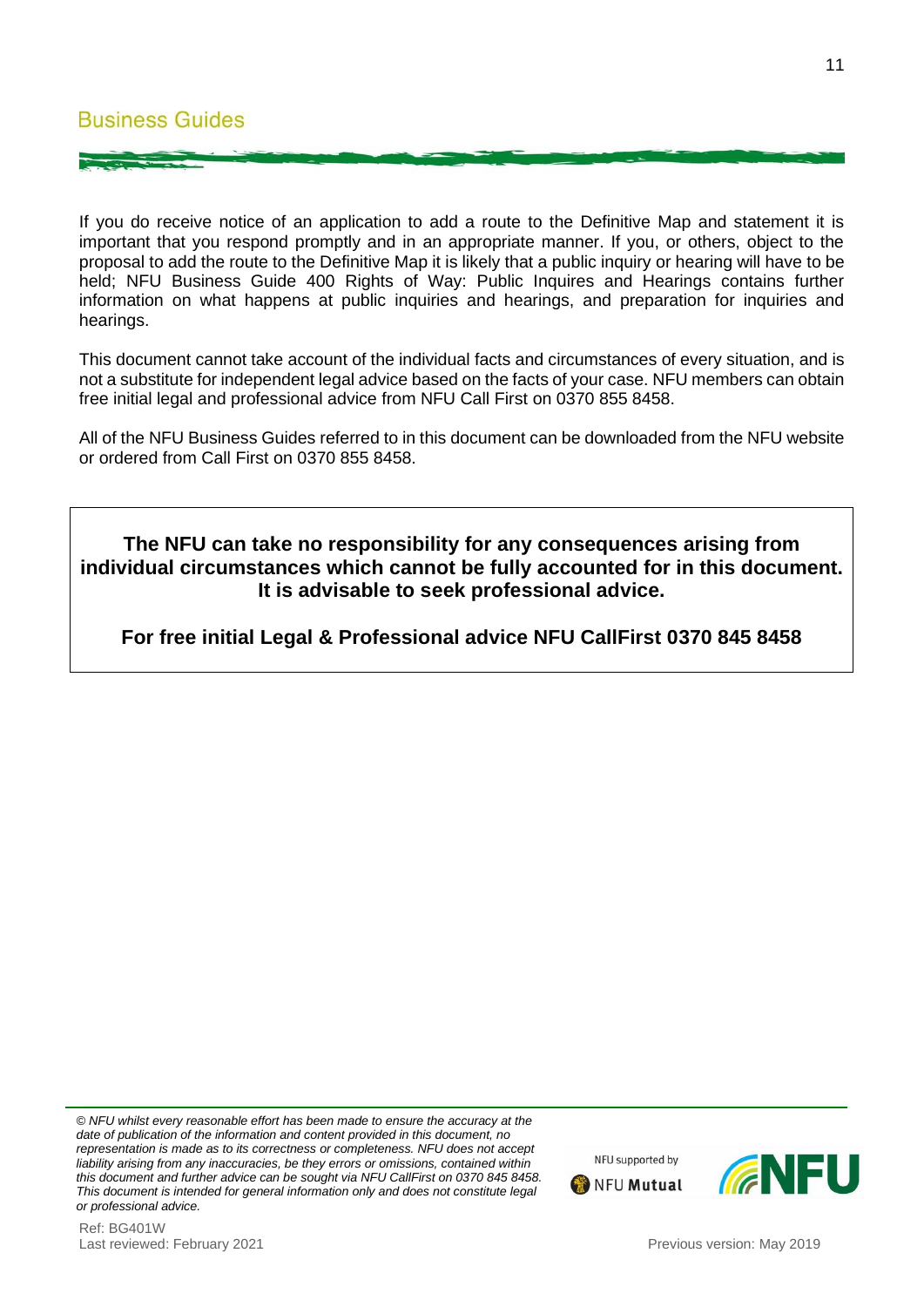If you do receive notice of an application to add a route to the Definitive Map and statement it is important that you respond promptly and in an appropriate manner. If you, or others, object to the proposal to add the route to the Definitive Map it is likely that a public inquiry or hearing will have to be held; NFU Business Guide 400 Rights of Way: Public Inquires and Hearings contains further information on what happens at public inquiries and hearings, and preparation for inquiries and hearings.

This document cannot take account of the individual facts and circumstances of every situation, and is not a substitute for independent legal advice based on the facts of your case. NFU members can obtain free initial legal and professional advice from NFU Call First on 0370 855 8458.

All of the NFU Business Guides referred to in this document can be downloaded from the NFU website or ordered from Call First on 0370 855 8458.

**The NFU can take no responsibility for any consequences arising from individual circumstances which cannot be fully accounted for in this document. It is advisable to seek professional advice.**

**For free initial Legal & Professional advice NFU CallFirst 0370 845 8458**

*© NFU whilst every reasonable effort has been made to ensure the accuracy at the date of publication of the information and content provided in this document, no representation is made as to its correctness or completeness. NFU does not accept liability arising from any inaccuracies, be they errors or omissions, contained within this document and further advice can be sought via NFU CallFirst on 0370 845 8458. This document is intended for general information only and does not constitute legal or professional advice.*

NFU supported by NFU Mutual

Ref: BG401W
Last reviewed: February 2021

Previous version: May 2019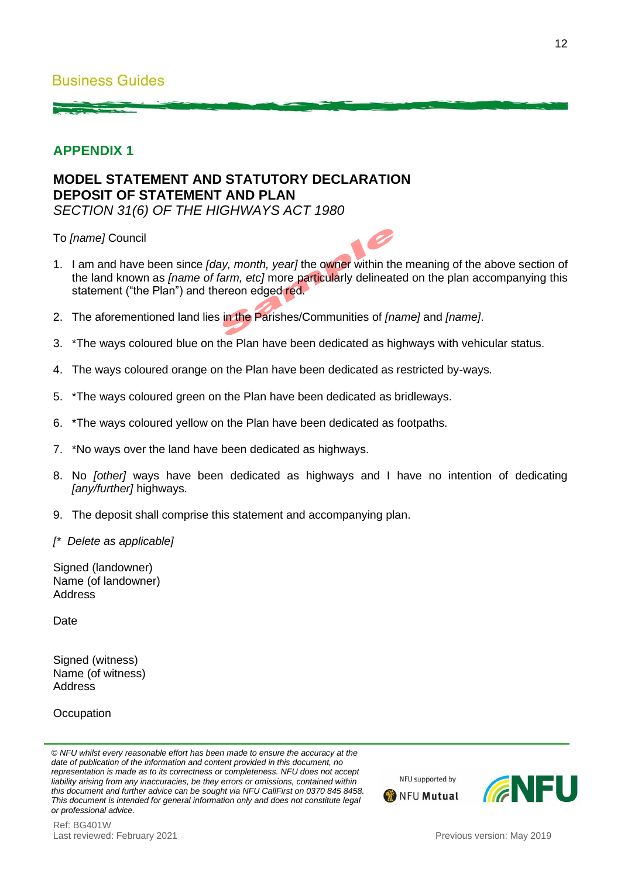## APPENDIX 1

### MODEL STATEMENT AND STATUTORY DECLARATION
### DEPOSIT OF STATEMENT AND PLAN
*SECTION 31(6) OF THE HIGHWAYS ACT 1980*

To *[name]* Council

1. I am and have been since *[day, month, year]* the owner within the meaning of the above section of the land known as *[name of farm, etc]* more particularly delineated on the plan accompanying this statement ("the Plan") and thereon edged red.

2. The aforementioned land lies in the Parishes/Communities of *[name]* and *[name]*.

3. *The ways coloured blue on the Plan have been dedicated as highways with vehicular status.

4. The ways coloured orange on the Plan have been dedicated as restricted by-ways.

5. *The ways coloured green on the Plan have been dedicated as bridleways.

6. *The ways coloured yellow on the Plan have been dedicated as footpaths.

7. *No ways over the land have been dedicated as highways.

8. No *[other]* ways have been dedicated as highways and I have no intention of dedicating *[any/further]* highways.

9. The deposit shall comprise this statement and accompanying plan.

*[* Delete as applicable]*

Signed (landowner)
Name (of landowner)
Address

Date

Signed (witness)
Name (of witness)
Address

Occupation

*© NFU whilst every reasonable effort has been made to ensure the accuracy at the date of publication of the information and content provided in this document, no representation is made as to its correctness or completeness. NFU does not accept liability arising from any inaccuracies, be they errors or omissions, contained within this document and further advice can be sought via NFU CallFirst on 0370 845 8458. This document is intended for general information only and does not constitute legal or professional advice.*

Ref: BG401W
Last reviewed: February 2021

Previous version: May 2019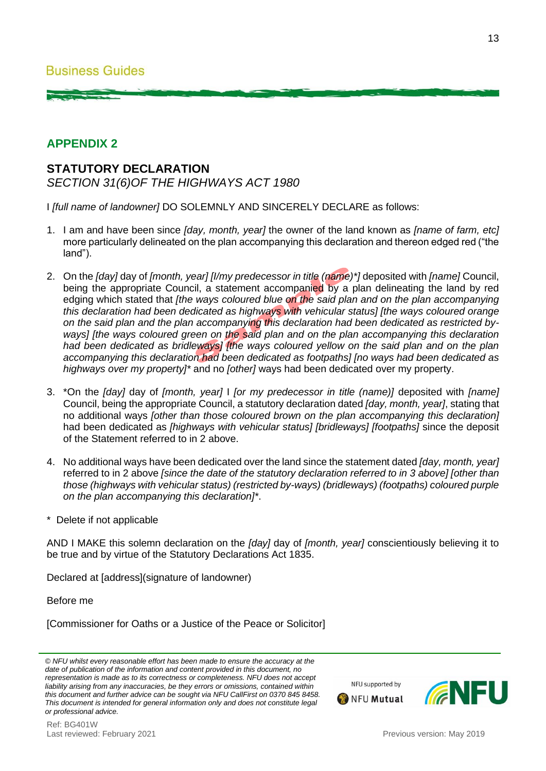## APPENDIX 2

### STATUTORY DECLARATION

*SECTION 31(6)OF THE HIGHWAYS ACT 1980*

I *[full name of landowner]* DO SOLEMNLY AND SINCERELY DECLARE as follows:

1. I am and have been since *[day, month, year]* the owner of the land known as *[name of farm, etc]* more particularly delineated on the plan accompanying this declaration and thereon edged red ("the land").

2. On the *[day]* day of *[month, year] [I/my predecessor in title (name)*]* deposited with *[name]* Council, being the appropriate Council, a statement accompanied by a plan delineating the land by red edging which stated that *[the ways coloured blue on the said plan and on the plan accompanying this declaration had been dedicated as highways with vehicular status] [the ways coloured orange on the said plan and the plan accompanying this declaration had been dedicated as restricted by-ways] [the ways coloured green on the said plan and on the plan accompanying this declaration had been dedicated as bridleways] [the ways coloured yellow on the said plan and on the plan accompanying this declaration had been dedicated as footpaths] [no ways had been dedicated as highways over my property]** and no *[other]* ways had been dedicated over my property.

3. *On the *[day]* day of *[month, year]* I *[or my predecessor in title (name)]* deposited with *[name]* Council, being the appropriate Council, a statutory declaration dated *[day, month, year]*, stating that no additional ways *[other than those coloured brown on the plan accompanying this declaration]* had been dedicated as *[highways with vehicular status] [bridleways] [footpaths]* since the deposit of the Statement referred to in 2 above.

4. No additional ways have been dedicated over the land since the statement dated *[day, month, year]* referred to in 2 above *[since the date of the statutory declaration referred to in 3 above] [other than those (highways with vehicular status) (restricted by-ways) (bridleways) (footpaths) coloured purple on the plan accompanying this declaration]**.

\* Delete if not applicable

AND I MAKE this solemn declaration on the *[day]* day of *[month, year]* conscientiously believing it to be true and by virtue of the Statutory Declarations Act 1835.

Declared at [address](signature of landowner)

Before me

[Commissioner for Oaths or a Justice of the Peace or Solicitor]

*© NFU whilst every reasonable effort has been made to ensure the accuracy at the date of publication of the information and content provided in this document, no representation is made as to its correctness or completeness. NFU does not accept liability arising from any inaccuracies, be they errors or omissions, contained within this document and further advice can be sought via NFU CallFirst on 0370 845 8458. This document is intended for general information only and does not constitute legal or professional advice.*

NFU supported by NFU Mutual

Ref: BG401W
Last reviewed: February 2021

Previous version: May 2019